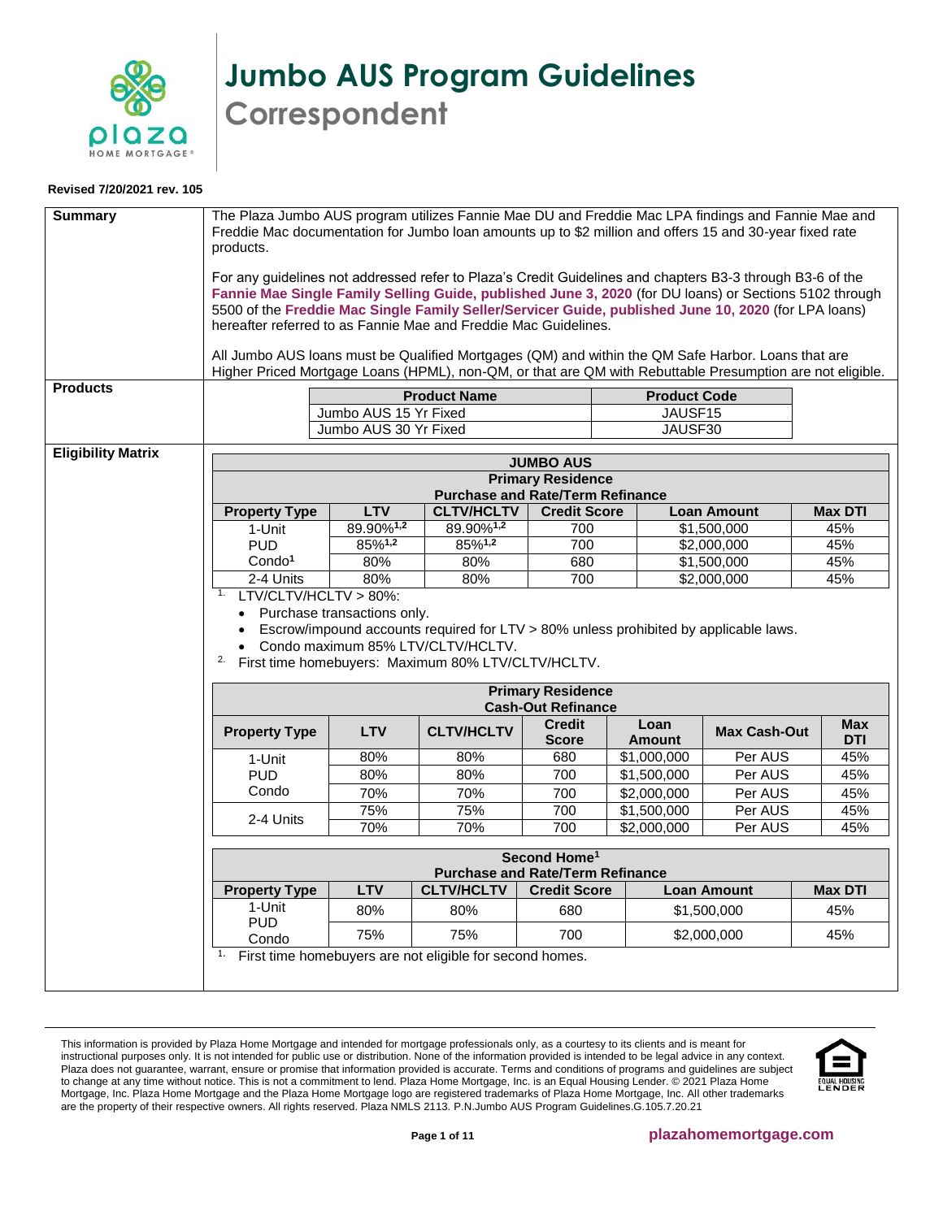# Jumbo AUS Program Guidelines

## Correspondent

**Revised 7/20/2021 rev. 105**

### Summary

The Plaza Jumbo AUS program utilizes Fannie Mae DU and Freddie Mac LPA findings and Fannie Mae and Freddie Mac documentation for Jumbo loan amounts up to $2 million and offers 15 and 30-year fixed rate products.

For any guidelines not addressed refer to Plaza's Credit Guidelines and chapters B3-3 through B3-6 of the **Fannie Mae Single Family Selling Guide, published June 3, 2020** (for DU loans) or Sections 5102 through 5500 of the **Freddie Mac Single Family Seller/Servicer Guide, published June 10, 2020** (for LPA loans) hereafter referred to as Fannie Mae and Freddie Mac Guidelines.

All Jumbo AUS loans must be Qualified Mortgages (QM) and within the QM Safe Harbor. Loans that are Higher Priced Mortgage Loans (HPML), non-QM, or that are QM with Rebuttable Presumption are not eligible.

### Products

| Product Name | Product Code |
|---|---|
| Jumbo AUS 15 Yr Fixed | JAUSF15 |
| Jumbo AUS 30 Yr Fixed | JAUSF30 |

### Eligibility Matrix

**JUMBO AUS**
**Primary Residence**
**Purchase and Rate/Term Refinance**

| Property Type | LTV | CLTV/HCLTV | Credit Score | Loan Amount | Max DTI |
|---|---|---|---|---|---|
| 1-Unit PUD Condo[1] | 89.90%[1,2] | 89.90%[1,2] | 700 | $1,500,000 | 45% |
| | 85%[1,2] | 85%[1,2] | 700 | $2,000,000 | 45% |
| | 80% | 80% | 680 | $1,500,000 | 45% |
| 2-4 Units | 80% | 80% | 700 | $2,000,000 | 45% |

1. LTV/CLTV/HCLTV > 80%:
   - Purchase transactions only.
   - Escrow/impound accounts required for LTV > 80% unless prohibited by applicable laws.
   - Condo maximum 85% LTV/CLTV/HCLTV.
2. First time homebuyers: Maximum 80% LTV/CLTV/HCLTV.

**Primary Residence**
**Cash-Out Refinance**

| Property Type | LTV | CLTV/HCLTV | Credit Score | Loan Amount | Max Cash-Out | Max DTI |
|---|---|---|---|---|---|---|
| 1-Unit PUD Condo | 80% | 80% | 680 | $1,000,000 | Per AUS | 45% |
| | 80% | 80% | 700 | $1,500,000 | Per AUS | 45% |
| | 70% | 70% | 700 | $2,000,000 | Per AUS | 45% |
| 2-4 Units | 75% | 75% | 700 | $1,500,000 | Per AUS | 45% |
| | 70% | 70% | 700 | $2,000,000 | Per AUS | 45% |

**Second Home[1]**
**Purchase and Rate/Term Refinance**

| Property Type | LTV | CLTV/HCLTV | Credit Score | Loan Amount | Max DTI |
|---|---|---|---|---|---|
| 1-Unit PUD Condo | 80% | 80% | 680 | $1,500,000 | 45% |
| | 75% | 75% | 700 | $2,000,000 | 45% |

1. First time homebuyers are not eligible for second homes.

This information is provided by Plaza Home Mortgage and intended for mortgage professionals only, as a courtesy to its clients and is meant for instructional purposes only. It is not intended for public use or distribution. None of the information provided is intended to be legal advice in any context. Plaza does not guarantee, warrant, ensure or promise that information provided is accurate. Terms and conditions of programs and guidelines are subject to change at any time without notice. This is not a commitment to lend. Plaza Home Mortgage, Inc. is an Equal Housing Lender. © 2021 Plaza Home Mortgage, Inc. Plaza Home Mortgage and the Plaza Home Mortgage logo are registered trademarks of Plaza Home Mortgage, Inc. All other trademarks are the property of their respective owners. All rights reserved. Plaza NMLS 2113. P.N.Jumbo AUS Program Guidelines.G.105.7.20.21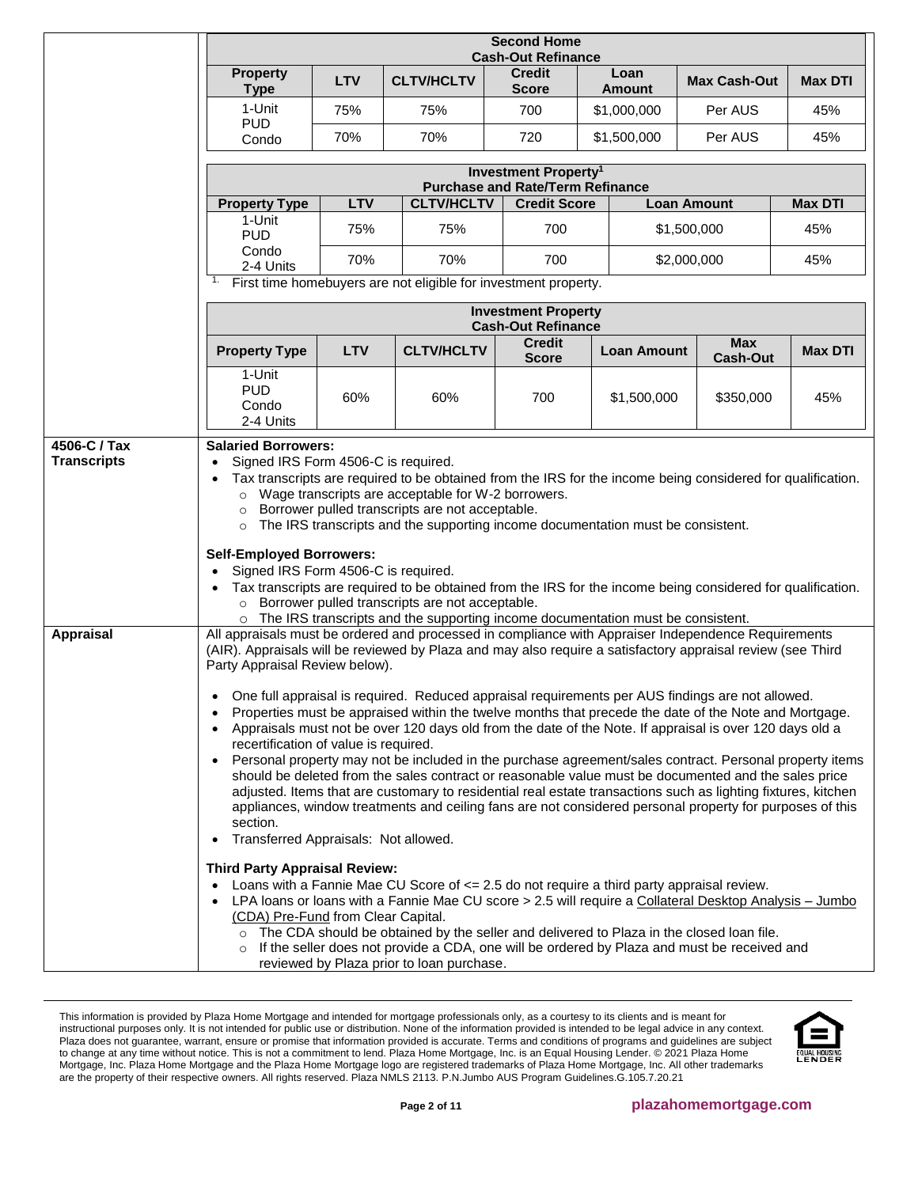**Second Home Cash-Out Refinance**

| Property Type | LTV | CLTV/HCLTV | Credit Score | Loan Amount | Max Cash-Out | Max DTI |
|---|---|---|---|---|---|---|
| 1-Unit PUD | 75% | 75% | 700 | $1,000,000 | Per AUS | 45% |
| Condo | 70% | 70% | 720 | $1,500,000 | Per AUS | 45% |

**Investment Property[1] Purchase and Rate/Term Refinance**

| Property Type | LTV | CLTV/HCLTV | Credit Score | Loan Amount | Max DTI |
|---|---|---|---|---|---|
| 1-Unit PUD | 75% | 75% | 700 | $1,500,000 | 45% |
| Condo 2-4 Units | 70% | 70% | 700 | $2,000,000 | 45% |

1. First time homebuyers are not eligible for investment property.

**Investment Property Cash-Out Refinance**

| Property Type | LTV | CLTV/HCLTV | Credit Score | Loan Amount | Max Cash-Out | Max DTI |
|---|---|---|---|---|---|---|
| 1-Unit PUD Condo 2-4 Units | 60% | 60% | 700 | $1,500,000 | $350,000 | 45% |

## 4506-C / Tax Transcripts

**Salaried Borrowers:**

- Signed IRS Form 4506-C is required.
- Tax transcripts are required to be obtained from the IRS for the income being considered for qualification.
  - Wage transcripts are acceptable for W-2 borrowers.
  - Borrower pulled transcripts are not acceptable.
  - The IRS transcripts and the supporting income documentation must be consistent.

**Self-Employed Borrowers:**

- Signed IRS Form 4506-C is required.
- Tax transcripts are required to be obtained from the IRS for the income being considered for qualification.
  - Borrower pulled transcripts are not acceptable.
  - The IRS transcripts and the supporting income documentation must be consistent.

## Appraisal

All appraisals must be ordered and processed in compliance with Appraiser Independence Requirements (AIR). Appraisals will be reviewed by Plaza and may also require a satisfactory appraisal review (see Third Party Appraisal Review below).

- One full appraisal is required. Reduced appraisal requirements per AUS findings are not allowed.
- Properties must be appraised within the twelve months that precede the date of the Note and Mortgage.
- Appraisals must not be over 120 days old from the date of the Note. If appraisal is over 120 days old a recertification of value is required.
- Personal property may not be included in the purchase agreement/sales contract. Personal property items should be deleted from the sales contract or reasonable value must be documented and the sales price adjusted. Items that are customary to residential real estate transactions such as lighting fixtures, kitchen appliances, window treatments and ceiling fans are not considered personal property for purposes of this section.
- Transferred Appraisals: Not allowed.

**Third Party Appraisal Review:**

- Loans with a Fannie Mae CU Score of <= 2.5 do not require a third party appraisal review.
- LPA loans or loans with a Fannie Mae CU score > 2.5 will require a Collateral Desktop Analysis – Jumbo (CDA) Pre-Fund from Clear Capital.
  - The CDA should be obtained by the seller and delivered to Plaza in the closed loan file.
  - If the seller does not provide a CDA, one will be ordered by Plaza and must be received and reviewed by Plaza prior to loan purchase.

This information is provided by Plaza Home Mortgage and intended for mortgage professionals only, as a courtesy to its clients and is meant for instructional purposes only. It is not intended for public use or distribution. None of the information provided is intended to be legal advice in any context. Plaza does not guarantee, warrant, ensure or promise that information provided is accurate. Terms and conditions of programs and guidelines are subject to change at any time without notice. This is not a commitment to lend. Plaza Home Mortgage, Inc. is an Equal Housing Lender. © 2021 Plaza Home Mortgage, Inc. Plaza Home Mortgage and the Plaza Home Mortgage logo are registered trademarks of Plaza Home Mortgage, Inc. All other trademarks are the property of their respective owners. All rights reserved. Plaza NMLS 2113. P.N.Jumbo AUS Program Guidelines.G.105.7.20.21

plazahomemortgage.com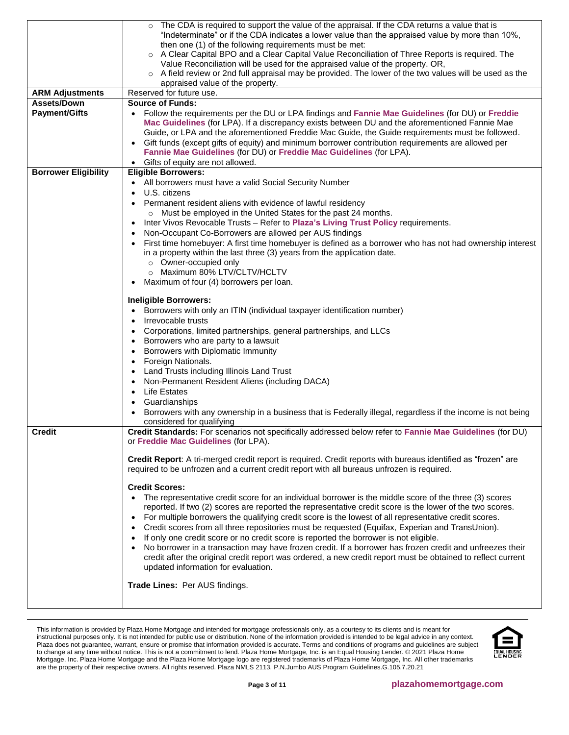| | |
|---|---|
| | ○ The CDA is required to support the value of the appraisal. If the CDA returns a value that is "Indeterminate" or if the CDA indicates a lower value than the appraised value by more than 10%, then one (1) of the following requirements must be met:<br>○ A Clear Capital BPO and a Clear Capital Value Reconciliation of Three Reports is required. The Value Reconciliation will be used for the appraised value of the property. OR,<br>○ A field review or 2nd full appraisal may be provided. The lower of the two values will be used as the appraised value of the property. |
| **ARM Adjustments** | Reserved for future use. |
| **Assets/Down Payment/Gifts** | **Source of Funds:**<br>• Follow the requirements per the DU or LPA findings and **Fannie Mae Guidelines** (for DU) or **Freddie Mac Guidelines** (for LPA). If a discrepancy exists between DU and the aforementioned Fannie Mae Guide, or LPA and the aforementioned Freddie Mac Guide, the Guide requirements must be followed.<br>• Gift funds (except gifts of equity) and minimum borrower contribution requirements are allowed per **Fannie Mae Guidelines** (for DU) or **Freddie Mac Guidelines** (for LPA).<br>• Gifts of equity are not allowed. |
| **Borrower Eligibility** | **Eligible Borrowers:**<br>• All borrowers must have a valid Social Security Number<br>• U.S. citizens<br>• Permanent resident aliens with evidence of lawful residency<br>  ○ Must be employed in the United States for the past 24 months.<br>• Inter Vivos Revocable Trusts – Refer to **Plaza's Living Trust Policy** requirements.<br>• Non-Occupant Co-Borrowers are allowed per AUS findings<br>• First time homebuyer: A first time homebuyer is defined as a borrower who has not had ownership interest in a property within the last three (3) years from the application date.<br>  ○ Owner-occupied only<br>  ○ Maximum 80% LTV/CLTV/HCLTV<br>• Maximum of four (4) borrowers per loan.<br><br>**Ineligible Borrowers:**<br>• Borrowers with only an ITIN (individual taxpayer identification number)<br>• Irrevocable trusts<br>• Corporations, limited partnerships, general partnerships, and LLCs<br>• Borrowers who are party to a lawsuit<br>• Borrowers with Diplomatic Immunity<br>• Foreign Nationals.<br>• Land Trusts including Illinois Land Trust<br>• Non-Permanent Resident Aliens (including DACA)<br>• Life Estates<br>• Guardianships<br>• Borrowers with any ownership in a business that is Federally illegal, regardless if the income is not being considered for qualifying |
| **Credit** | **Credit Standards:** For scenarios not specifically addressed below refer to **Fannie Mae Guidelines** (for DU) or **Freddie Mac Guidelines** (for LPA).<br><br>**Credit Report**: A tri-merged credit report is required. Credit reports with bureaus identified as "frozen" are required to be unfrozen and a current credit report with all bureaus unfrozen is required.<br><br>**Credit Scores:**<br>• The representative credit score for an individual borrower is the middle score of the three (3) scores reported. If two (2) scores are reported the representative credit score is the lower of the two scores.<br>• For multiple borrowers the qualifying credit score is the lowest of all representative credit scores.<br>• Credit scores from all three repositories must be requested (Equifax, Experian and TransUnion).<br>• If only one credit score or no credit score is reported the borrower is not eligible.<br>• No borrower in a transaction may have frozen credit. If a borrower has frozen credit and unfreezes their credit after the original credit report was ordered, a new credit report must be obtained to reflect current updated information for evaluation.<br><br>**Trade Lines:** Per AUS findings. |

This information is provided by Plaza Home Mortgage and intended for mortgage professionals only, as a courtesy to its clients and is meant for instructional purposes only. It is not intended for public use or distribution. None of the information provided is intended to be legal advice in any context. Plaza does not guarantee, warrant, ensure or promise that information provided is accurate. Terms and conditions of programs and guidelines are subject to change at any time without notice. This is not a commitment to lend. Plaza Home Mortgage, Inc. is an Equal Housing Lender. © 2021 Plaza Home Mortgage, Inc. Plaza Home Mortgage and the Plaza Home Mortgage logo are registered trademarks of Plaza Home Mortgage, Inc. All other trademarks are the property of their respective owners. All rights reserved. Plaza NMLS 2113. P.N.Jumbo AUS Program Guidelines.G.105.7.20.21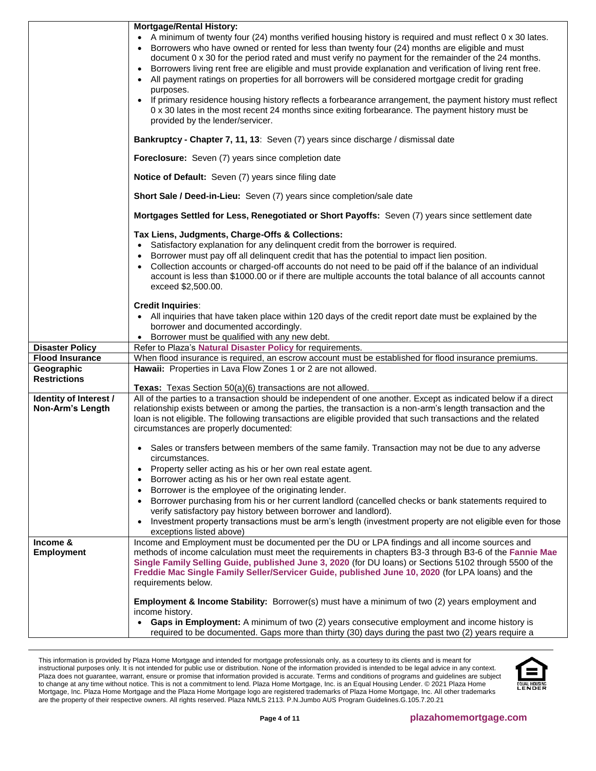| | |
|---|---|
| | **Mortgage/Rental History:**<br>• A minimum of twenty four (24) months verified housing history is required and must reflect 0 x 30 lates.<br>• Borrowers who have owned or rented for less than twenty four (24) months are eligible and must document 0 x 30 for the period rated and must verify no payment for the remainder of the 24 months.<br>• Borrowers living rent free are eligible and must provide explanation and verification of living rent free.<br>• All payment ratings on properties for all borrowers will be considered mortgage credit for grading purposes.<br>• If primary residence housing history reflects a forbearance arrangement, the payment history must reflect 0 x 30 lates in the most recent 24 months since exiting forbearance. The payment history must be provided by the lender/servicer.<br><br>**Bankruptcy - Chapter 7, 11, 13**: Seven (7) years since discharge / dismissal date<br><br>**Foreclosure:** Seven (7) years since completion date<br><br>**Notice of Default:** Seven (7) years since filing date<br><br>**Short Sale / Deed-in-Lieu:** Seven (7) years since completion/sale date<br><br>**Mortgages Settled for Less, Renegotiated or Short Payoffs:** Seven (7) years since settlement date<br><br>**Tax Liens, Judgments, Charge-Offs & Collections:**<br>• Satisfactory explanation for any delinquent credit from the borrower is required.<br>• Borrower must pay off all delinquent credit that has the potential to impact lien position.<br>• Collection accounts or charged-off accounts do not need to be paid off if the balance of an individual account is less than $1000.00 or if there are multiple accounts the total balance of all accounts cannot exceed $2,500.00.<br><br>**Credit Inquiries**:<br>• All inquiries that have taken place within 120 days of the credit report date must be explained by the borrower and documented accordingly.<br>• Borrower must be qualified with any new debt. |
| **Disaster Policy** | Refer to Plaza's **Natural Disaster Policy** for requirements. |
| **Flood Insurance** | When flood insurance is required, an escrow account must be established for flood insurance premiums. |
| **Geographic Restrictions** | **Hawaii:** Properties in Lava Flow Zones 1 or 2 are not allowed.<br><br>**Texas:** Texas Section 50(a)(6) transactions are not allowed. |
| **Identity of Interest / Non-Arm's Length** | All of the parties to a transaction should be independent of one another. Except as indicated below if a direct relationship exists between or among the parties, the transaction is a non-arm's length transaction and the loan is not eligible. The following transactions are eligible provided that such transactions and the related circumstances are properly documented:<br><br>• Sales or transfers between members of the same family. Transaction may not be due to any adverse circumstances.<br>• Property seller acting as his or her own real estate agent.<br>• Borrower acting as his or her own real estate agent.<br>• Borrower is the employee of the originating lender.<br>• Borrower purchasing from his or her current landlord (cancelled checks or bank statements required to verify satisfactory pay history between borrower and landlord).<br>• Investment property transactions must be arm's length (investment property are not eligible even for those exceptions listed above) |
| **Income & Employment** | Income and Employment must be documented per the DU or LPA findings and all income sources and methods of income calculation must meet the requirements in chapters B3-3 through B3-6 of the **Fannie Mae Single Family Selling Guide, published June 3, 2020** (for DU loans) or Sections 5102 through 5500 of the **Freddie Mac Single Family Seller/Servicer Guide, published June 10, 2020** (for LPA loans) and the requirements below.<br><br>**Employment & Income Stability:** Borrower(s) must have a minimum of two (2) years employment and income history.<br>• **Gaps in Employment:** A minimum of two (2) years consecutive employment and income history is required to be documented. Gaps more than thirty (30) days during the past two (2) years require a |

This information is provided by Plaza Home Mortgage and intended for mortgage professionals only, as a courtesy to its clients and is meant for instructional purposes only. It is not intended for public use or distribution. None of the information provided is intended to be legal advice in any context. Plaza does not guarantee, warrant, ensure or promise that information provided is accurate. Terms and conditions of programs and guidelines are subject to change at any time without notice. This is not a commitment to lend. Plaza Home Mortgage, Inc. is an Equal Housing Lender. © 2021 Plaza Home Mortgage, Inc. Plaza Home Mortgage and the Plaza Home Mortgage logo are registered trademarks of Plaza Home Mortgage, Inc. All other trademarks are the property of their respective owners. All rights reserved. Plaza NMLS 2113. P.N.Jumbo AUS Program Guidelines.G.105.7.20.21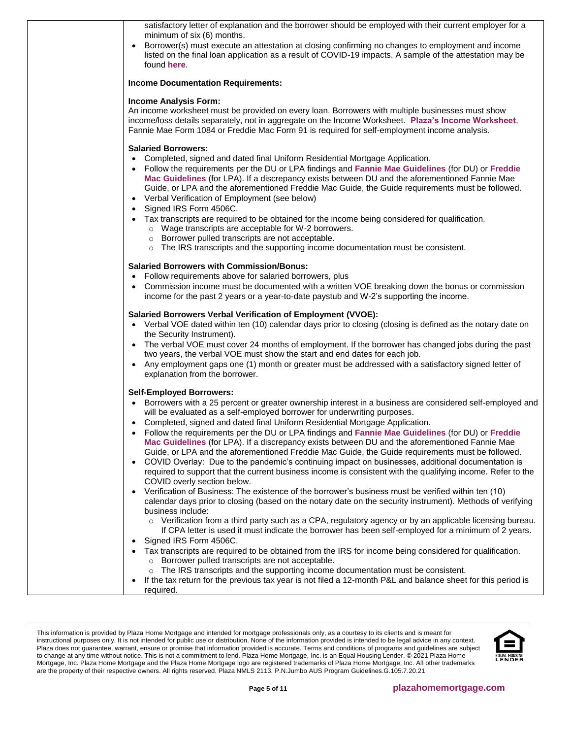satisfactory letter of explanation and the borrower should be employed with their current employer for a minimum of six (6) months.

- Borrower(s) must execute an attestation at closing confirming no changes to employment and income listed on the final loan application as a result of COVID-19 impacts. A sample of the attestation may be found **here**.

**Income Documentation Requirements:**

**Income Analysis Form:**
An income worksheet must be provided on every loan. Borrowers with multiple businesses must show income/loss details separately, not in aggregate on the Income Worksheet. **Plaza's Income Worksheet**, Fannie Mae Form 1084 or Freddie Mac Form 91 is required for self-employment income analysis.

**Salaried Borrowers:**

- Completed, signed and dated final Uniform Residential Mortgage Application.
- Follow the requirements per the DU or LPA findings and **Fannie Mae Guidelines** (for DU) or **Freddie Mac Guidelines** (for LPA). If a discrepancy exists between DU and the aforementioned Fannie Mae Guide, or LPA and the aforementioned Freddie Mac Guide, the Guide requirements must be followed.
- Verbal Verification of Employment (see below)
- Signed IRS Form 4506C.
- Tax transcripts are required to be obtained for the income being considered for qualification.
  - Wage transcripts are acceptable for W-2 borrowers.
  - Borrower pulled transcripts are not acceptable.
  - The IRS transcripts and the supporting income documentation must be consistent.

**Salaried Borrowers with Commission/Bonus:**

- Follow requirements above for salaried borrowers, plus
- Commission income must be documented with a written VOE breaking down the bonus or commission income for the past 2 years or a year-to-date paystub and W-2's supporting the income.

**Salaried Borrowers Verbal Verification of Employment (VVOE):**

- Verbal VOE dated within ten (10) calendar days prior to closing (closing is defined as the notary date on the Security Instrument).
- The verbal VOE must cover 24 months of employment. If the borrower has changed jobs during the past two years, the verbal VOE must show the start and end dates for each job.
- Any employment gaps one (1) month or greater must be addressed with a satisfactory signed letter of explanation from the borrower.

**Self-Employed Borrowers:**

- Borrowers with a 25 percent or greater ownership interest in a business are considered self-employed and will be evaluated as a self-employed borrower for underwriting purposes.
- Completed, signed and dated final Uniform Residential Mortgage Application.
- Follow the requirements per the DU or LPA findings and **Fannie Mae Guidelines** (for DU) or **Freddie Mac Guidelines** (for LPA). If a discrepancy exists between DU and the aforementioned Fannie Mae Guide, or LPA and the aforementioned Freddie Mac Guide, the Guide requirements must be followed.
- COVID Overlay: Due to the pandemic's continuing impact on businesses, additional documentation is required to support that the current business income is consistent with the qualifying income. Refer to the COVID overly section below.
- Verification of Business: The existence of the borrower's business must be verified within ten (10) calendar days prior to closing (based on the notary date on the security instrument). Methods of verifying business include:
  - Verification from a third party such as a CPA, regulatory agency or by an applicable licensing bureau. If CPA letter is used it must indicate the borrower has been self-employed for a minimum of 2 years.
- Signed IRS Form 4506C.
- Tax transcripts are required to be obtained from the IRS for income being considered for qualification.
  - Borrower pulled transcripts are not acceptable.
  - The IRS transcripts and the supporting income documentation must be consistent.
- If the tax return for the previous tax year is not filed a 12-month P&L and balance sheet for this period is required.

This information is provided by Plaza Home Mortgage and intended for mortgage professionals only, as a courtesy to its clients and is meant for instructional purposes only. It is not intended for public use or distribution. None of the information provided is intended to be legal advice in any context. Plaza does not guarantee, warrant, ensure or promise that information provided is accurate. Terms and conditions of programs and guidelines are subject to change at any time without notice. This is not a commitment to lend. Plaza Home Mortgage, Inc. is an Equal Housing Lender. © 2021 Plaza Home Mortgage, Inc. Plaza Home Mortgage and the Plaza Home Mortgage logo are registered trademarks of Plaza Home Mortgage, Inc. All other trademarks are the property of their respective owners. All rights reserved. Plaza NMLS 2113. P.N.Jumbo AUS Program Guidelines.G.105.7.20.21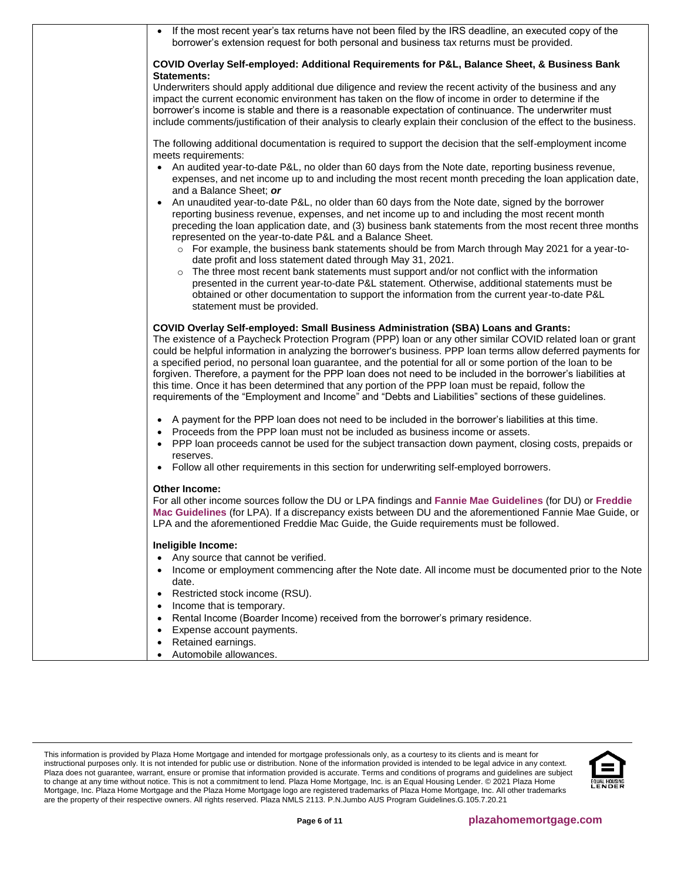- If the most recent year's tax returns have not been filed by the IRS deadline, an executed copy of the borrower's extension request for both personal and business tax returns must be provided.

**COVID Overlay Self-employed: Additional Requirements for P&L, Balance Sheet, & Business Bank Statements:**

Underwriters should apply additional due diligence and review the recent activity of the business and any impact the current economic environment has taken on the flow of income in order to determine if the borrower's income is stable and there is a reasonable expectation of continuance. The underwriter must include comments/justification of their analysis to clearly explain their conclusion of the effect to the business.

The following additional documentation is required to support the decision that the self-employment income meets requirements:

- An audited year-to-date P&L, no older than 60 days from the Note date, reporting business revenue, expenses, and net income up to and including the most recent month preceding the loan application date, and a Balance Sheet; ***or***
- An unaudited year-to-date P&L, no older than 60 days from the Note date, signed by the borrower reporting business revenue, expenses, and net income up to and including the most recent month preceding the loan application date, and (3) business bank statements from the most recent three months represented on the year-to-date P&L and a Balance Sheet.
  - For example, the business bank statements should be from March through May 2021 for a year-to-date profit and loss statement dated through May 31, 2021.
  - The three most recent bank statements must support and/or not conflict with the information presented in the current year-to-date P&L statement. Otherwise, additional statements must be obtained or other documentation to support the information from the current year-to-date P&L statement must be provided.

**COVID Overlay Self-employed: Small Business Administration (SBA) Loans and Grants:**

The existence of a Paycheck Protection Program (PPP) loan or any other similar COVID related loan or grant could be helpful information in analyzing the borrower's business. PPP loan terms allow deferred payments for a specified period, no personal loan guarantee, and the potential for all or some portion of the loan to be forgiven. Therefore, a payment for the PPP loan does not need to be included in the borrower's liabilities at this time. Once it has been determined that any portion of the PPP loan must be repaid, follow the requirements of the "Employment and Income" and "Debts and Liabilities" sections of these guidelines.

- A payment for the PPP loan does not need to be included in the borrower's liabilities at this time.
- Proceeds from the PPP loan must not be included as business income or assets.
- PPP loan proceeds cannot be used for the subject transaction down payment, closing costs, prepaids or reserves.
- Follow all other requirements in this section for underwriting self-employed borrowers.

**Other Income:**

For all other income sources follow the DU or LPA findings and **Fannie Mae Guidelines** (for DU) or **Freddie Mac Guidelines** (for LPA). If a discrepancy exists between DU and the aforementioned Fannie Mae Guide, or LPA and the aforementioned Freddie Mac Guide, the Guide requirements must be followed.

**Ineligible Income:**

- Any source that cannot be verified.
- Income or employment commencing after the Note date. All income must be documented prior to the Note date.
- Restricted stock income (RSU).
- Income that is temporary.
- Rental Income (Boarder Income) received from the borrower's primary residence.
- Expense account payments.
- Retained earnings.
- Automobile allowances.

This information is provided by Plaza Home Mortgage and intended for mortgage professionals only, as a courtesy to its clients and is meant for instructional purposes only. It is not intended for public use or distribution. None of the information provided is intended to be legal advice in any context. Plaza does not guarantee, warrant, ensure or promise that information provided is accurate. Terms and conditions of programs and guidelines are subject to change at any time without notice. This is not a commitment to lend. Plaza Home Mortgage, Inc. is an Equal Housing Lender. © 2021 Plaza Home Mortgage, Inc. Plaza Home Mortgage and the Plaza Home Mortgage logo are registered trademarks of Plaza Home Mortgage, Inc. All other trademarks are the property of their respective owners. All rights reserved. Plaza NMLS 2113. P.N.Jumbo AUS Program Guidelines.G.105.7.20.21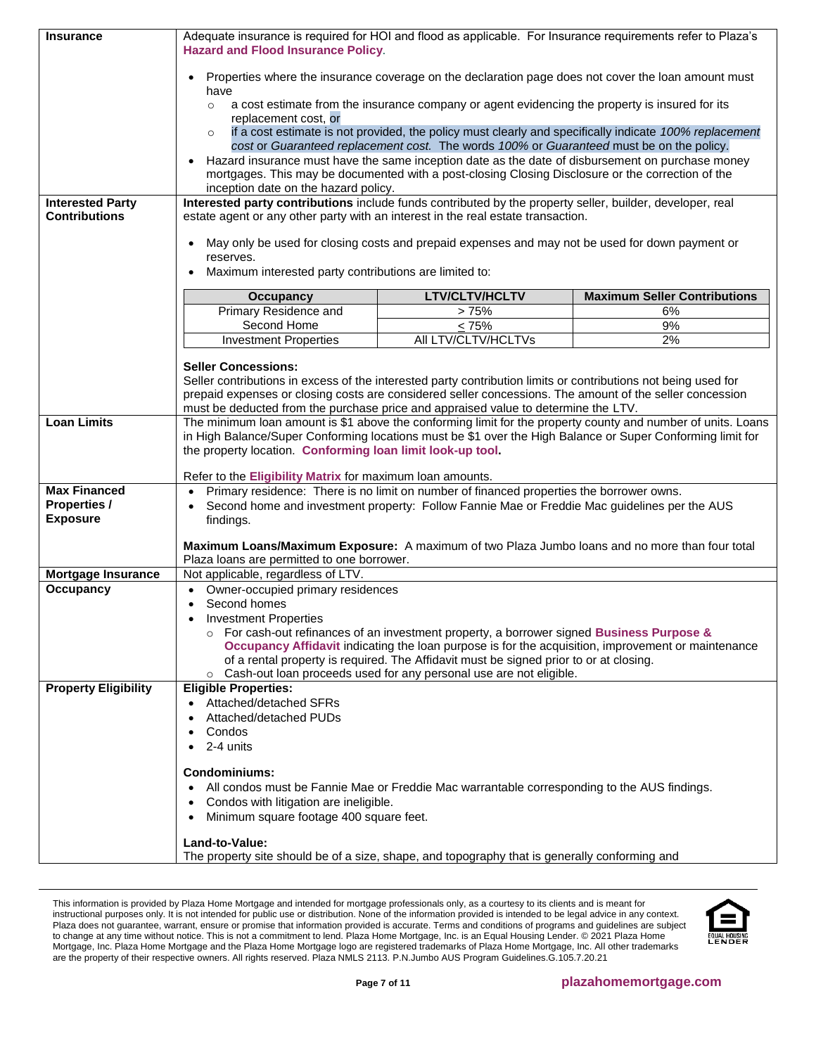| | |
|---|---|
| **Insurance** | Adequate insurance is required for HOI and flood as applicable. For Insurance requirements refer to Plaza's **Hazard and Flood Insurance Policy**.<br><br>• Properties where the insurance coverage on the declaration page does not cover the loan amount must have<br>&nbsp;&nbsp;&nbsp;&nbsp;○ a cost estimate from the insurance company or agent evidencing the property is insured for its replacement cost, or<br>&nbsp;&nbsp;&nbsp;&nbsp;○ if a cost estimate is not provided, the policy must clearly and specifically indicate *100% replacement cost* or *Guaranteed replacement cost.* The words *100%* or *Guaranteed* must be on the policy.<br>• Hazard insurance must have the same inception date as the date of disbursement on purchase money mortgages. This may be documented with a post-closing Closing Disclosure or the correction of the inception date on the hazard policy. |
| **Interested Party Contributions** | **Interested party contributions** include funds contributed by the property seller, builder, developer, real estate agent or any other party with an interest in the real estate transaction.<br><br>• May only be used for closing costs and prepaid expenses and may not be used for down payment or reserves.<br>• Maximum interested party contributions are limited to:<br><br>(see table below)<br><br>**Seller Concessions:**<br>Seller contributions in excess of the interested party contribution limits or contributions not being used for prepaid expenses or closing costs are considered seller concessions. The amount of the seller concession must be deducted from the purchase price and appraised value to determine the LTV. |
| **Loan Limits** | The minimum loan amount is $1 above the conforming limit for the property county and number of units. Loans in High Balance/Super Conforming locations must be $1 over the High Balance or Super Conforming limit for the property location. **Conforming loan limit look-up tool.**<br><br>Refer to the **Eligibility Matrix** for maximum loan amounts. |
| **Max Financed Properties / Exposure** | • Primary residence: There is no limit on number of financed properties the borrower owns.<br>• Second home and investment property: Follow Fannie Mae or Freddie Mac guidelines per the AUS findings.<br><br>**Maximum Loans/Maximum Exposure:** A maximum of two Plaza Jumbo loans and no more than four total Plaza loans are permitted to one borrower. |
| **Mortgage Insurance** | Not applicable, regardless of LTV. |
| **Occupancy** | • Owner-occupied primary residences<br>• Second homes<br>• Investment Properties<br>&nbsp;&nbsp;&nbsp;&nbsp;○ For cash-out refinances of an investment property, a borrower signed **Business Purpose & Occupancy Affidavit** indicating the loan purpose is for the acquisition, improvement or maintenance of a rental property is required. The Affidavit must be signed prior to or at closing.<br>&nbsp;&nbsp;&nbsp;&nbsp;○ Cash-out loan proceeds used for any personal use are not eligible. |
| **Property Eligibility** | **Eligible Properties:**<br>• Attached/detached SFRs<br>• Attached/detached PUDs<br>• Condos<br>• 2-4 units<br><br>**Condominiums:**<br>• All condos must be Fannie Mae or Freddie Mac warrantable corresponding to the AUS findings.<br>• Condos with litigation are ineligible.<br>• Minimum square footage 400 square feet.<br><br>**Land-to-Value:**<br>The property site should be of a size, shape, and topography that is generally conforming and |

Maximum interested party contributions:

| Occupancy | LTV/CLTV/HCLTV | Maximum Seller Contributions |
|---|---|---|
| Primary Residence and Second Home | > 75% | 6% |
| | ≤ 75% | 9% |
| Investment Properties | All LTV/CLTV/HCLTVs | 2% |

This information is provided by Plaza Home Mortgage and intended for mortgage professionals only, as a courtesy to its clients and is meant for instructional purposes only. It is not intended for public use or distribution. None of the information provided is intended to be legal advice in any context. Plaza does not guarantee, warrant, ensure or promise that information provided is accurate. Terms and conditions of programs and guidelines are subject to change at any time without notice. This is not a commitment to lend. Plaza Home Mortgage, Inc. is an Equal Housing Lender. © 2021 Plaza Home Mortgage, Inc. Plaza Home Mortgage and the Plaza Home Mortgage logo are registered trademarks of Plaza Home Mortgage, Inc. All other trademarks are the property of their respective owners. All rights reserved. Plaza NMLS 2113. P.N.Jumbo AUS Program Guidelines.G.105.7.20.21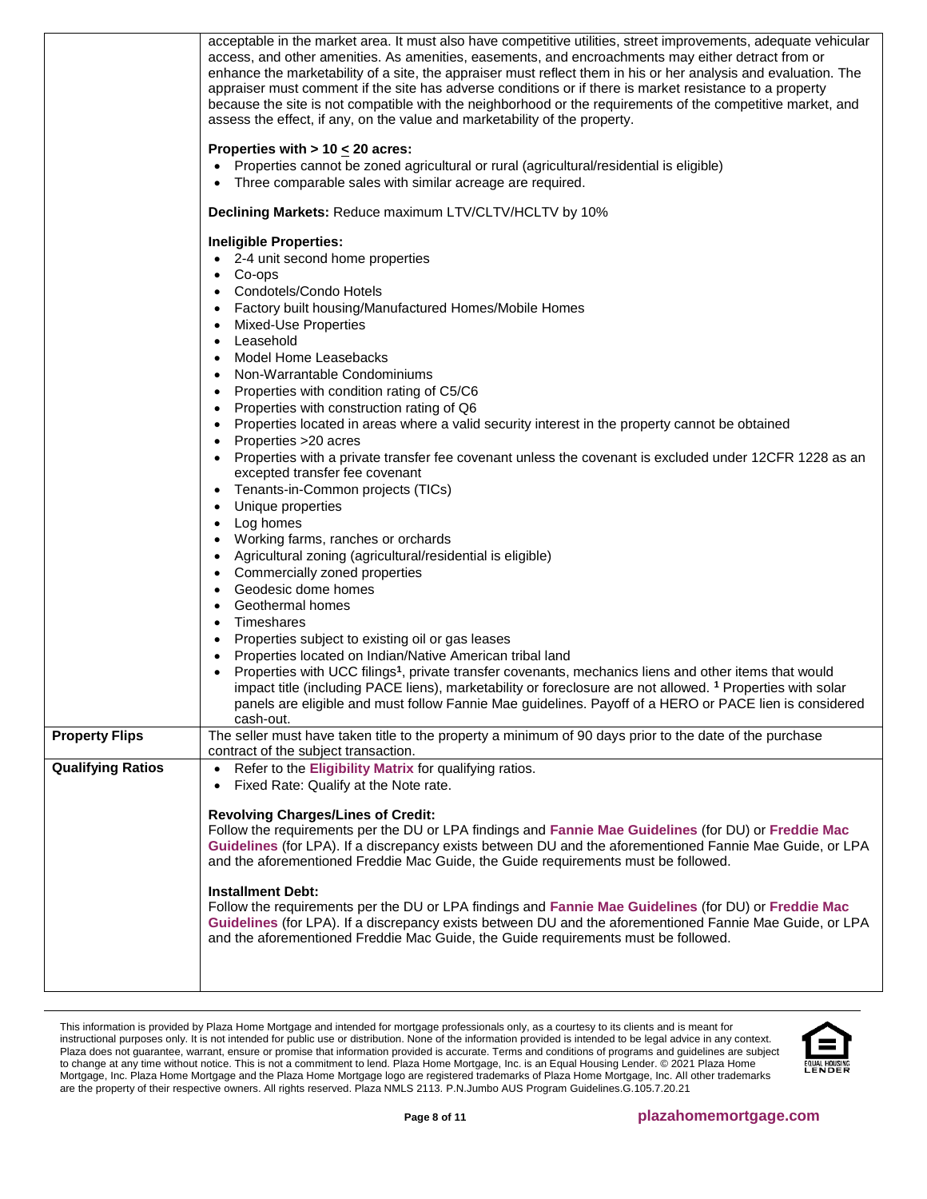| | |
|---|---|
| | acceptable in the market area. It must also have competitive utilities, street improvements, adequate vehicular access, and other amenities. As amenities, easements, and encroachments may either detract from or enhance the marketability of a site, the appraiser must reflect them in his or her analysis and evaluation. The appraiser must comment if the site has adverse conditions or if there is market resistance to a property because the site is not compatible with the neighborhood or the requirements of the competitive market, and assess the effect, if any, on the value and marketability of the property.<br><br>**Properties with > 10 ≤ 20 acres:**<br>• Properties cannot be zoned agricultural or rural (agricultural/residential is eligible)<br>• Three comparable sales with similar acreage are required.<br><br>**Declining Markets:** Reduce maximum LTV/CLTV/HCLTV by 10%<br><br>**Ineligible Properties:**<br>• 2-4 unit second home properties<br>• Co-ops<br>• Condotels/Condo Hotels<br>• Factory built housing/Manufactured Homes/Mobile Homes<br>• Mixed-Use Properties<br>• Leasehold<br>• Model Home Leasebacks<br>• Non-Warrantable Condominiums<br>• Properties with condition rating of C5/C6<br>• Properties with construction rating of Q6<br>• Properties located in areas where a valid security interest in the property cannot be obtained<br>• Properties >20 acres<br>• Properties with a private transfer fee covenant unless the covenant is excluded under 12CFR 1228 as an excepted transfer fee covenant<br>• Tenants-in-Common projects (TICs)<br>• Unique properties<br>• Log homes<br>• Working farms, ranches or orchards<br>• Agricultural zoning (agricultural/residential is eligible)<br>• Commercially zoned properties<br>• Geodesic dome homes<br>• Geothermal homes<br>• Timeshares<br>• Properties subject to existing oil or gas leases<br>• Properties located on Indian/Native American tribal land<br>• Properties with UCC filings[1], private transfer covenants, mechanics liens and other items that would impact title (including PACE liens), marketability or foreclosure are not allowed. [1] Properties with solar panels are eligible and must follow Fannie Mae guidelines. Payoff of a HERO or PACE lien is considered cash-out. |
| **Property Flips** | The seller must have taken title to the property a minimum of 90 days prior to the date of the purchase contract of the subject transaction. |
| **Qualifying Ratios** | • Refer to the **Eligibility Matrix** for qualifying ratios.<br>• Fixed Rate: Qualify at the Note rate.<br><br>**Revolving Charges/Lines of Credit:**<br>Follow the requirements per the DU or LPA findings and **Fannie Mae Guidelines** (for DU) or **Freddie Mac Guidelines** (for LPA). If a discrepancy exists between DU and the aforementioned Fannie Mae Guide, or LPA and the aforementioned Freddie Mac Guide, the Guide requirements must be followed.<br><br>**Installment Debt:**<br>Follow the requirements per the DU or LPA findings and **Fannie Mae Guidelines** (for DU) or **Freddie Mac Guidelines** (for LPA). If a discrepancy exists between DU and the aforementioned Fannie Mae Guide, or LPA and the aforementioned Freddie Mac Guide, the Guide requirements must be followed. |

This information is provided by Plaza Home Mortgage and intended for mortgage professionals only, as a courtesy to its clients and is meant for instructional purposes only. It is not intended for public use or distribution. None of the information provided is intended to be legal advice in any context. Plaza does not guarantee, warrant, ensure or promise that information provided is accurate. Terms and conditions of programs and guidelines are subject to change at any time without notice. This is not a commitment to lend. Plaza Home Mortgage, Inc. is an Equal Housing Lender. © 2021 Plaza Home Mortgage, Inc. Plaza Home Mortgage and the Plaza Home Mortgage logo are registered trademarks of Plaza Home Mortgage, Inc. All other trademarks are the property of their respective owners. All rights reserved. Plaza NMLS 2113. P.N.Jumbo AUS Program Guidelines.G.105.7.20.21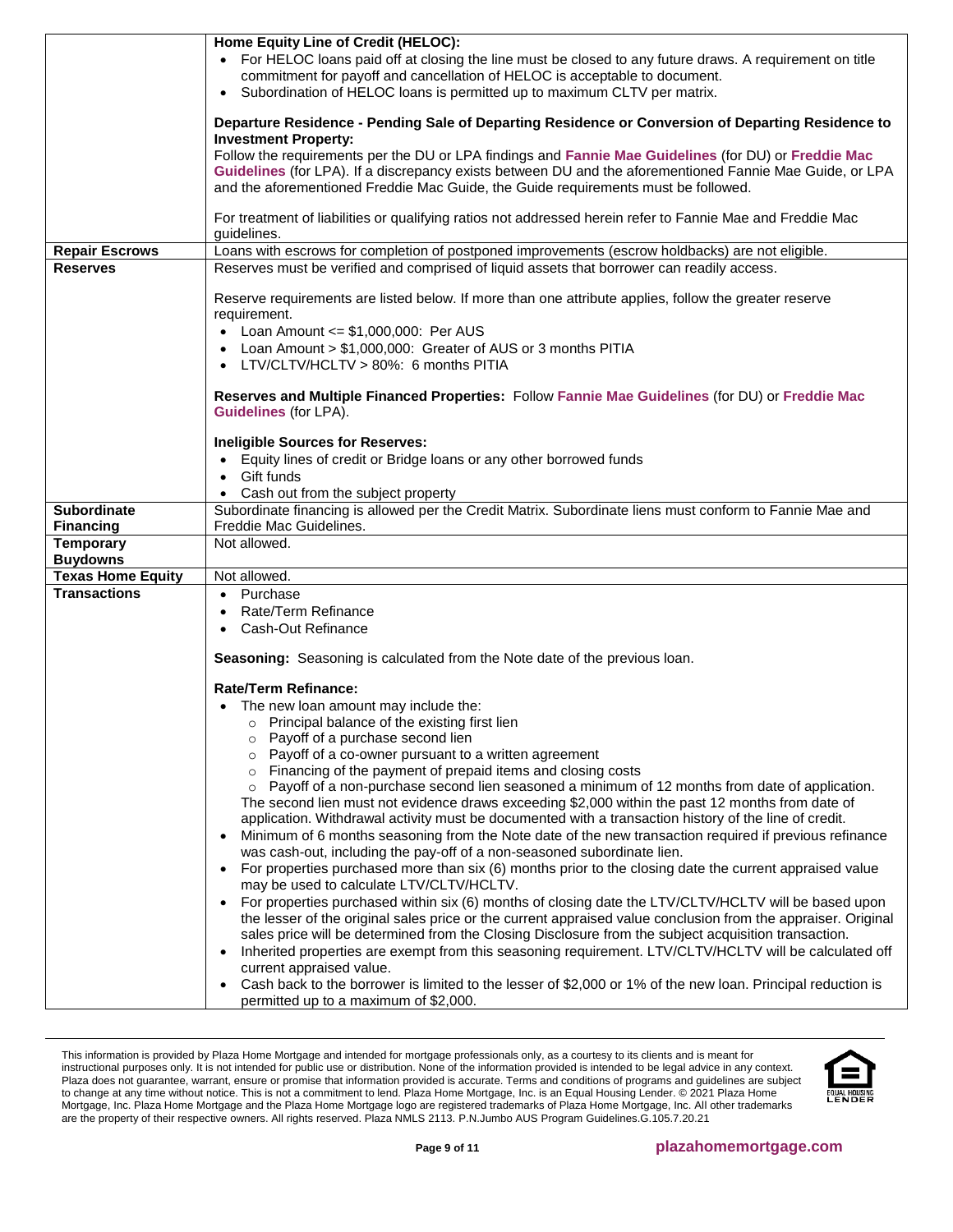| | |
|---|---|
| | **Home Equity Line of Credit (HELOC):**<br>• For HELOC loans paid off at closing the line must be closed to any future draws. A requirement on title commitment for payoff and cancellation of HELOC is acceptable to document.<br>• Subordination of HELOC loans is permitted up to maximum CLTV per matrix.<br><br>**Departure Residence - Pending Sale of Departing Residence or Conversion of Departing Residence to Investment Property:**<br>Follow the requirements per the DU or LPA findings and **Fannie Mae Guidelines** (for DU) or **Freddie Mac Guidelines** (for LPA). If a discrepancy exists between DU and the aforementioned Fannie Mae Guide, or LPA and the aforementioned Freddie Mac Guide, the Guide requirements must be followed.<br><br>For treatment of liabilities or qualifying ratios not addressed herein refer to Fannie Mae and Freddie Mac guidelines. |
| **Repair Escrows** | Loans with escrows for completion of postponed improvements (escrow holdbacks) are not eligible. |
| **Reserves** | Reserves must be verified and comprised of liquid assets that borrower can readily access.<br><br>Reserve requirements are listed below. If more than one attribute applies, follow the greater reserve requirement.<br>• Loan Amount <= $1,000,000: Per AUS<br>• Loan Amount > $1,000,000: Greater of AUS or 3 months PITIA<br>• LTV/CLTV/HCLTV > 80%: 6 months PITIA<br><br>**Reserves and Multiple Financed Properties:** Follow **Fannie Mae Guidelines** (for DU) or **Freddie Mac Guidelines** (for LPA).<br><br>**Ineligible Sources for Reserves:**<br>• Equity lines of credit or Bridge loans or any other borrowed funds<br>• Gift funds<br>• Cash out from the subject property |
| **Subordinate Financing** | Subordinate financing is allowed per the Credit Matrix. Subordinate liens must conform to Fannie Mae and Freddie Mac Guidelines. |
| **Temporary Buydowns** | Not allowed. |
| **Texas Home Equity** | Not allowed. |
| **Transactions** | • Purchase<br>• Rate/Term Refinance<br>• Cash-Out Refinance<br><br>**Seasoning:** Seasoning is calculated from the Note date of the previous loan.<br><br>**Rate/Term Refinance:**<br>• The new loan amount may include the:<br>  ○ Principal balance of the existing first lien<br>  ○ Payoff of a purchase second lien<br>  ○ Payoff of a co-owner pursuant to a written agreement<br>  ○ Financing of the payment of prepaid items and closing costs<br>  ○ Payoff of a non-purchase second lien seasoned a minimum of 12 months from date of application. The second lien must not evidence draws exceeding $2,000 within the past 12 months from date of application. Withdrawal activity must be documented with a transaction history of the line of credit.<br>• Minimum of 6 months seasoning from the Note date of the new transaction required if previous refinance was cash-out, including the pay-off of a non-seasoned subordinate lien.<br>• For properties purchased more than six (6) months prior to the closing date the current appraised value may be used to calculate LTV/CLTV/HCLTV.<br>• For properties purchased within six (6) months of closing date the LTV/CLTV/HCLTV will be based upon the lesser of the original sales price or the current appraised value conclusion from the appraiser. Original sales price will be determined from the Closing Disclosure from the subject acquisition transaction.<br>• Inherited properties are exempt from this seasoning requirement. LTV/CLTV/HCLTV will be calculated off current appraised value.<br>• Cash back to the borrower is limited to the lesser of $2,000 or 1% of the new loan. Principal reduction is permitted up to a maximum of $2,000. |

This information is provided by Plaza Home Mortgage and intended for mortgage professionals only, as a courtesy to its clients and is meant for instructional purposes only. It is not intended for public use or distribution. None of the information provided is intended to be legal advice in any context. Plaza does not guarantee, warrant, ensure or promise that information provided is accurate. Terms and conditions of programs and guidelines are subject to change at any time without notice. This is not a commitment to lend. Plaza Home Mortgage, Inc. is an Equal Housing Lender. © 2021 Plaza Home Mortgage, Inc. Plaza Home Mortgage and the Plaza Home Mortgage logo are registered trademarks of Plaza Home Mortgage, Inc. All other trademarks are the property of their respective owners. All rights reserved. Plaza NMLS 2113. P.N.Jumbo AUS Program Guidelines.G.105.7.20.21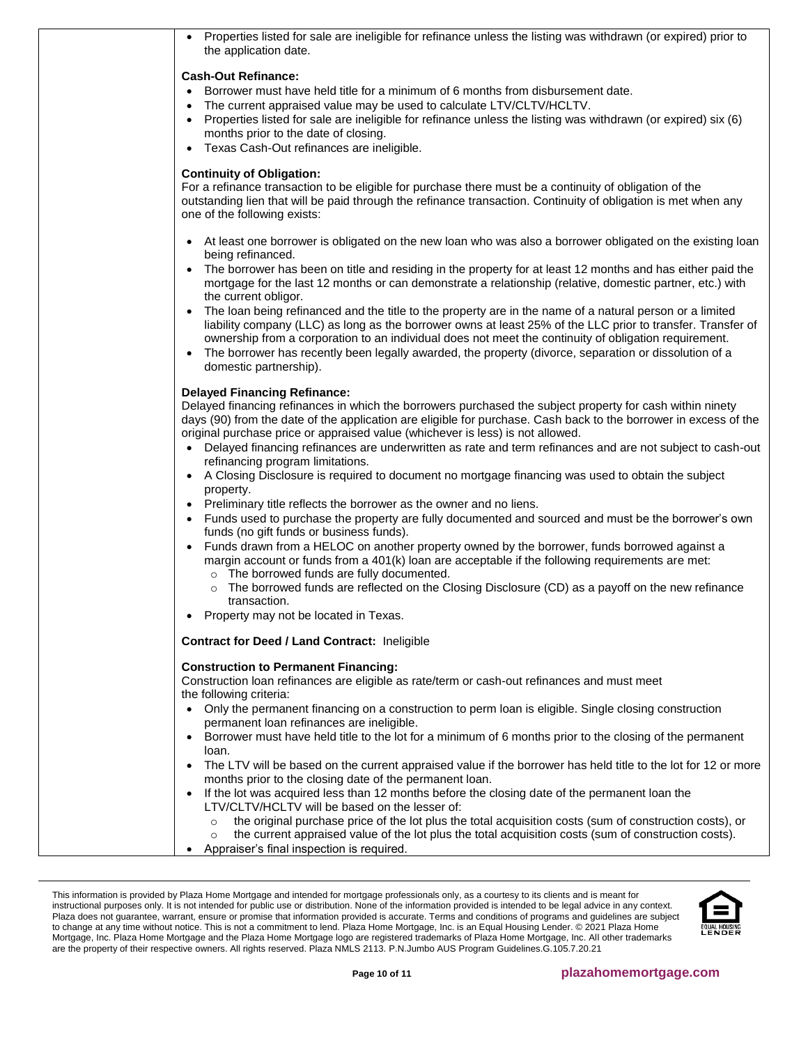- Properties listed for sale are ineligible for refinance unless the listing was withdrawn (or expired) prior to the application date.

**Cash-Out Refinance:**

- Borrower must have held title for a minimum of 6 months from disbursement date.
- The current appraised value may be used to calculate LTV/CLTV/HCLTV.
- Properties listed for sale are ineligible for refinance unless the listing was withdrawn (or expired) six (6) months prior to the date of closing.
- Texas Cash-Out refinances are ineligible.

**Continuity of Obligation:**

For a refinance transaction to be eligible for purchase there must be a continuity of obligation of the outstanding lien that will be paid through the refinance transaction. Continuity of obligation is met when any one of the following exists:

- At least one borrower is obligated on the new loan who was also a borrower obligated on the existing loan being refinanced.
- The borrower has been on title and residing in the property for at least 12 months and has either paid the mortgage for the last 12 months or can demonstrate a relationship (relative, domestic partner, etc.) with the current obligor.
- The loan being refinanced and the title to the property are in the name of a natural person or a limited liability company (LLC) as long as the borrower owns at least 25% of the LLC prior to transfer. Transfer of ownership from a corporation to an individual does not meet the continuity of obligation requirement.
- The borrower has recently been legally awarded, the property (divorce, separation or dissolution of a domestic partnership).

**Delayed Financing Refinance:**

Delayed financing refinances in which the borrowers purchased the subject property for cash within ninety days (90) from the date of the application are eligible for purchase. Cash back to the borrower in excess of the original purchase price or appraised value (whichever is less) is not allowed.

- Delayed financing refinances are underwritten as rate and term refinances and are not subject to cash-out refinancing program limitations.
- A Closing Disclosure is required to document no mortgage financing was used to obtain the subject property.
- Preliminary title reflects the borrower as the owner and no liens.
- Funds used to purchase the property are fully documented and sourced and must be the borrower's own funds (no gift funds or business funds).
- Funds drawn from a HELOC on another property owned by the borrower, funds borrowed against a margin account or funds from a 401(k) loan are acceptable if the following requirements are met:
  - The borrowed funds are fully documented.
  - The borrowed funds are reflected on the Closing Disclosure (CD) as a payoff on the new refinance transaction.
- Property may not be located in Texas.

**Contract for Deed / Land Contract:** Ineligible

**Construction to Permanent Financing:**

Construction loan refinances are eligible as rate/term or cash-out refinances and must meet the following criteria:

- Only the permanent financing on a construction to perm loan is eligible. Single closing construction permanent loan refinances are ineligible.
- Borrower must have held title to the lot for a minimum of 6 months prior to the closing of the permanent loan.
- The LTV will be based on the current appraised value if the borrower has held title to the lot for 12 or more months prior to the closing date of the permanent loan.
- If the lot was acquired less than 12 months before the closing date of the permanent loan the LTV/CLTV/HCLTV will be based on the lesser of:
  - the original purchase price of the lot plus the total acquisition costs (sum of construction costs), or
  - the current appraised value of the lot plus the total acquisition costs (sum of construction costs).
- Appraiser's final inspection is required.

This information is provided by Plaza Home Mortgage and intended for mortgage professionals only, as a courtesy to its clients and is meant for instructional purposes only. It is not intended for public use or distribution. None of the information provided is intended to be legal advice in any context. Plaza does not guarantee, warrant, ensure or promise that information provided is accurate. Terms and conditions of programs and guidelines are subject to change at any time without notice. This is not a commitment to lend. Plaza Home Mortgage, Inc. is an Equal Housing Lender. © 2021 Plaza Home Mortgage, Inc. Plaza Home Mortgage and the Plaza Home Mortgage logo are registered trademarks of Plaza Home Mortgage, Inc. All other trademarks are the property of their respective owners. All rights reserved. Plaza NMLS 2113. P.N.Jumbo AUS Program Guidelines.G.105.7.20.21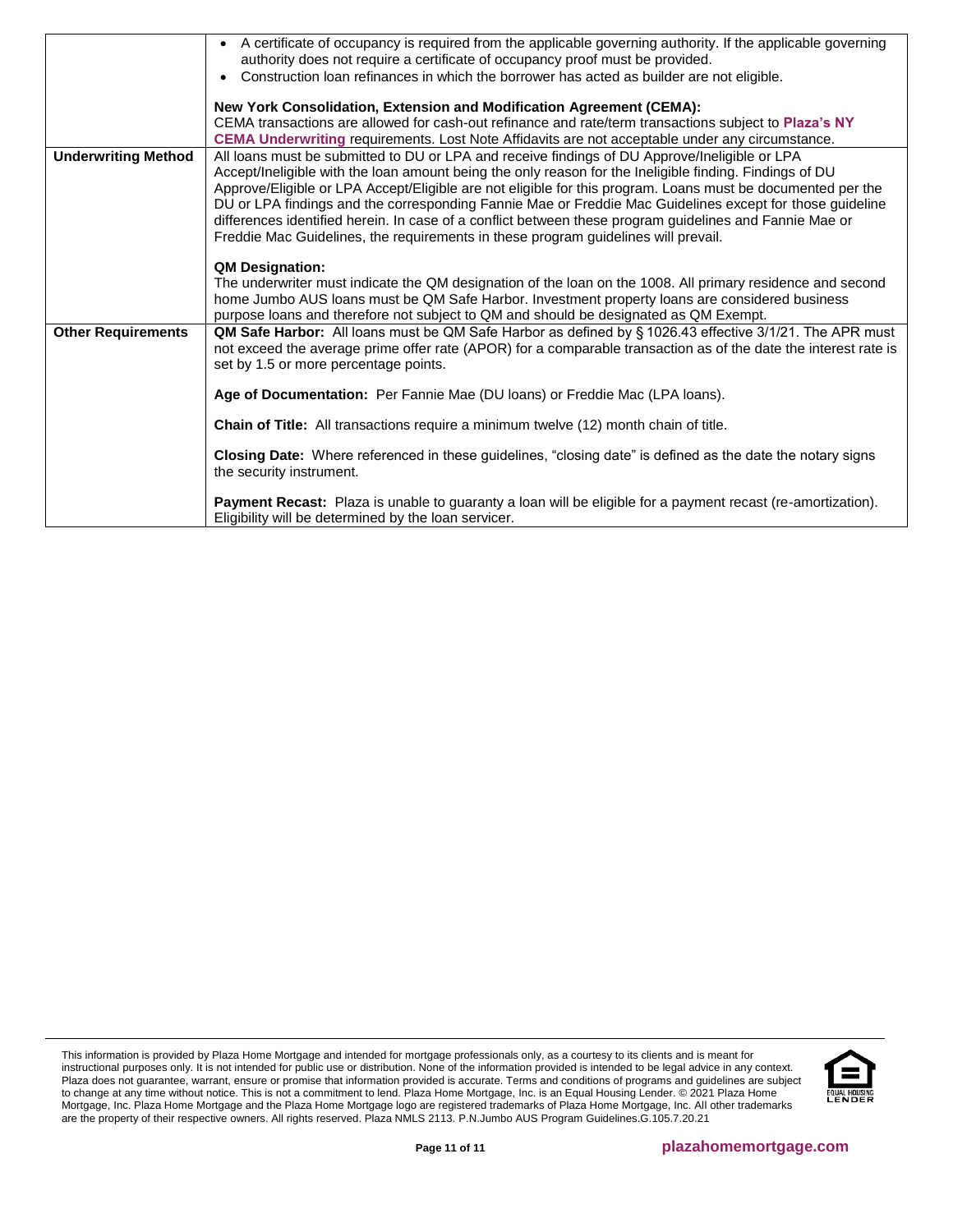| | |
|---|---|
| | • A certificate of occupancy is required from the applicable governing authority. If the applicable governing authority does not require a certificate of occupancy proof must be provided.<br>• Construction loan refinances in which the borrower has acted as builder are not eligible.<br><br>**New York Consolidation, Extension and Modification Agreement (CEMA):**<br>CEMA transactions are allowed for cash-out refinance and rate/term transactions subject to **Plaza's NY CEMA Underwriting** requirements. Lost Note Affidavits are not acceptable under any circumstance. |
| **Underwriting Method** | All loans must be submitted to DU or LPA and receive findings of DU Approve/Ineligible or LPA Accept/Ineligible with the loan amount being the only reason for the Ineligible finding. Findings of DU Approve/Eligible or LPA Accept/Eligible are not eligible for this program. Loans must be documented per the DU or LPA findings and the corresponding Fannie Mae or Freddie Mac Guidelines except for those guideline differences identified herein. In case of a conflict between these program guidelines and Fannie Mae or Freddie Mac Guidelines, the requirements in these program guidelines will prevail.<br><br>**QM Designation:**<br>The underwriter must indicate the QM designation of the loan on the 1008. All primary residence and second home Jumbo AUS loans must be QM Safe Harbor. Investment property loans are considered business purpose loans and therefore not subject to QM and should be designated as QM Exempt. |
| **Other Requirements** | **QM Safe Harbor:** All loans must be QM Safe Harbor as defined by § 1026.43 effective 3/1/21. The APR must not exceed the average prime offer rate (APOR) for a comparable transaction as of the date the interest rate is set by 1.5 or more percentage points.<br><br>**Age of Documentation:** Per Fannie Mae (DU loans) or Freddie Mac (LPA loans).<br><br>**Chain of Title:** All transactions require a minimum twelve (12) month chain of title.<br><br>**Closing Date:** Where referenced in these guidelines, "closing date" is defined as the date the notary signs the security instrument.<br><br>**Payment Recast:** Plaza is unable to guaranty a loan will be eligible for a payment recast (re-amortization). Eligibility will be determined by the loan servicer. |

This information is provided by Plaza Home Mortgage and intended for mortgage professionals only, as a courtesy to its clients and is meant for instructional purposes only. It is not intended for public use or distribution. None of the information provided is intended to be legal advice in any context. Plaza does not guarantee, warrant, ensure or promise that information provided is accurate. Terms and conditions of programs and guidelines are subject to change at any time without notice. This is not a commitment to lend. Plaza Home Mortgage, Inc. is an Equal Housing Lender. © 2021 Plaza Home Mortgage, Inc. Plaza Home Mortgage and the Plaza Home Mortgage logo are registered trademarks of Plaza Home Mortgage, Inc. All other trademarks are the property of their respective owners. All rights reserved. Plaza NMLS 2113. P.N.Jumbo AUS Program Guidelines.G.105.7.20.21